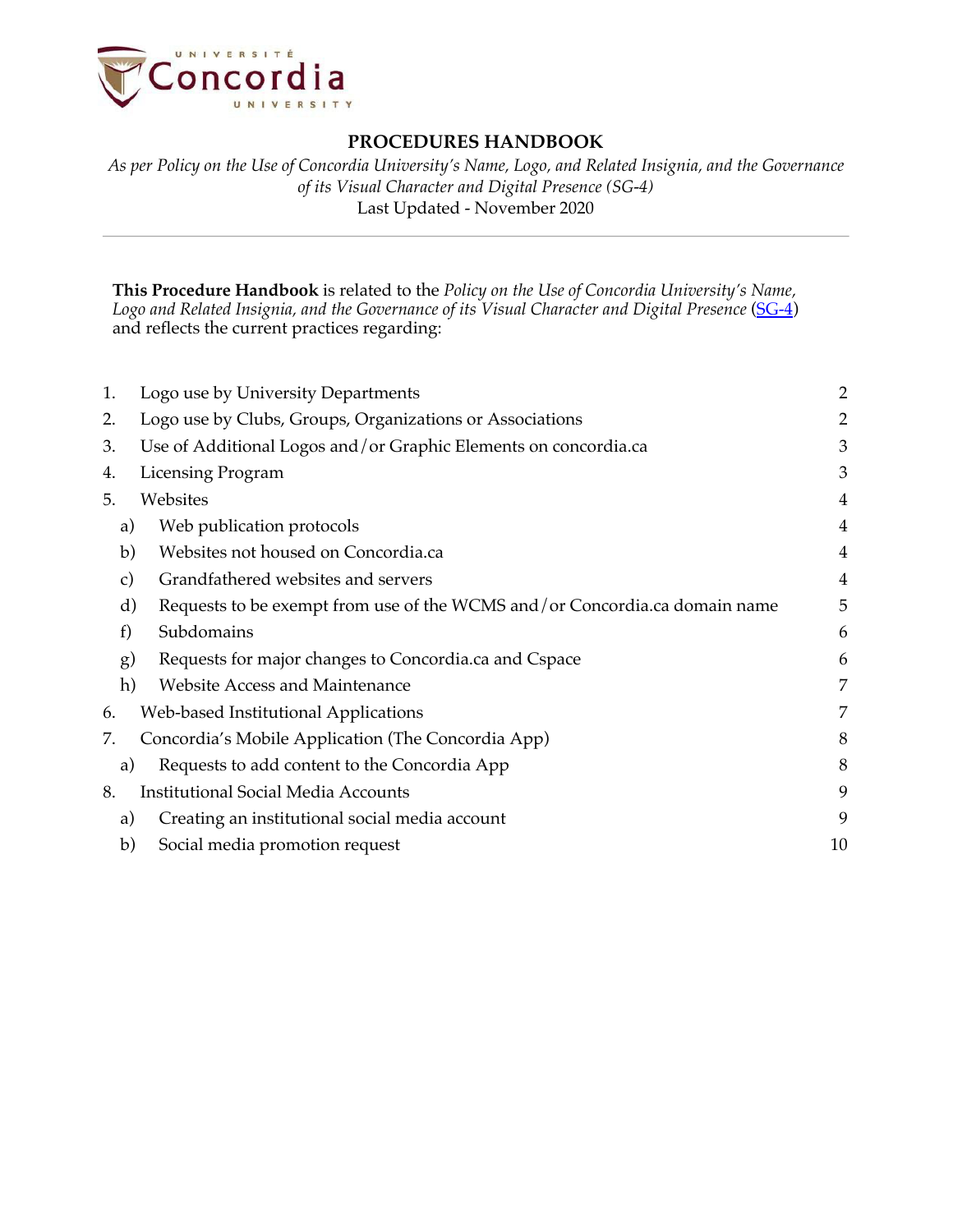# PROCEDURES HANDBOOK

*As per Policy on the Use of Concordia University's Name, Logo, and Related Insignia, and the Governance of its Visual Character and Digital Presence (SG-4)*
Last Updated - November 2020

---

**This Procedure Handbook** is related to the *Policy on the Use of Concordia University's Name, Logo and Related Insignia, and the Governance of its Visual Character and Digital Presence* (SG-4) and reflects the current practices regarding:

| | | |
|---|---|---|
| 1. | Logo use by University Departments | 2 |
| 2. | Logo use by Clubs, Groups, Organizations or Associations | 2 |
| 3. | Use of Additional Logos and/or Graphic Elements on concordia.ca | 3 |
| 4. | Licensing Program | 3 |
| 5. | Websites | 4 |
| a) | Web publication protocols | 4 |
| b) | Websites not housed on Concordia.ca | 4 |
| c) | Grandfathered websites and servers | 4 |
| d) | Requests to be exempt from use of the WCMS and/or Concordia.ca domain name | 5 |
| f) | Subdomains | 6 |
| g) | Requests for major changes to Concordia.ca and Cspace | 6 |
| h) | Website Access and Maintenance | 7 |
| 6. | Web-based Institutional Applications | 7 |
| 7. | Concordia's Mobile Application (The Concordia App) | 8 |
| a) | Requests to add content to the Concordia App | 8 |
| 8. | Institutional Social Media Accounts | 9 |
| a) | Creating an institutional social media account | 9 |
| b) | Social media promotion request | 10 |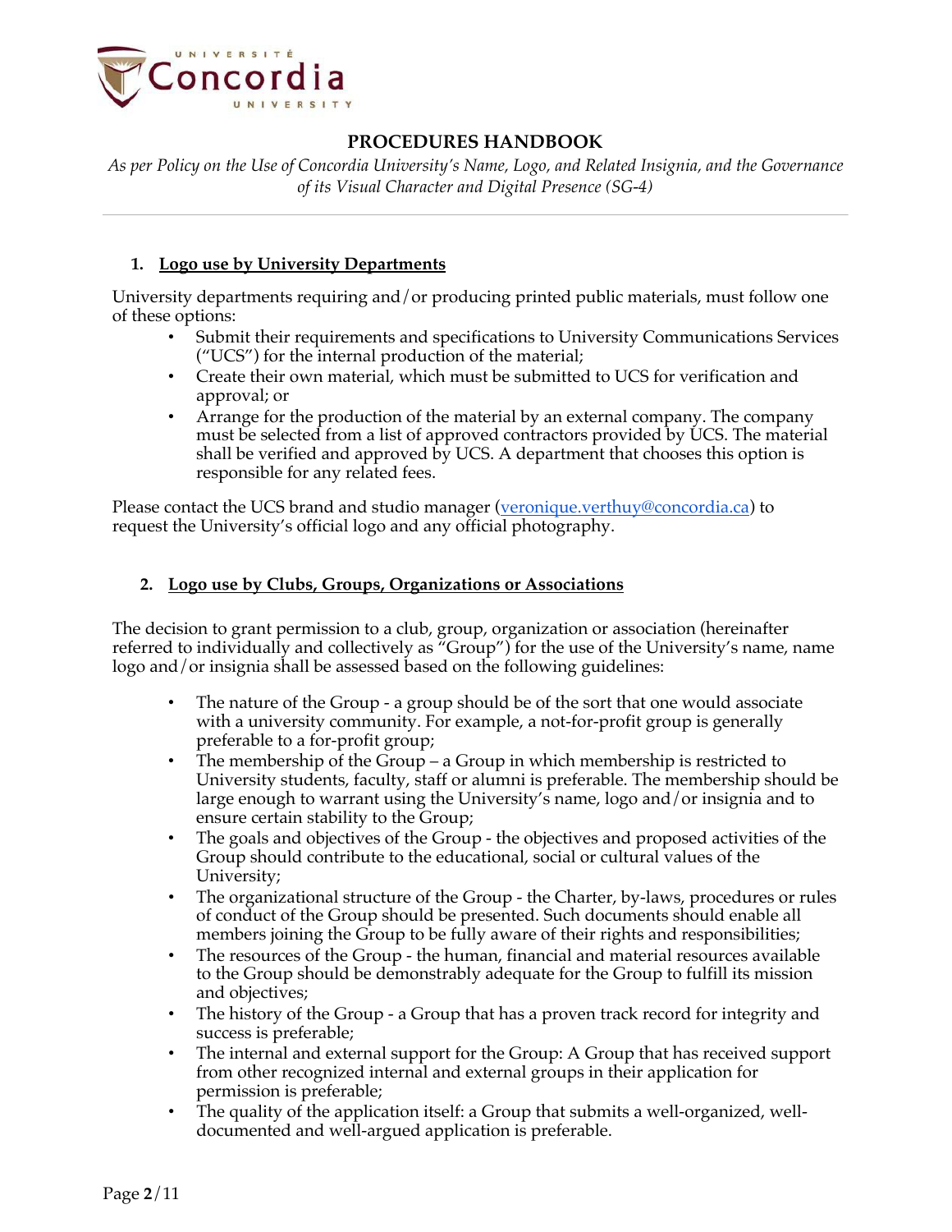# PROCEDURES HANDBOOK

*As per Policy on the Use of Concordia University's Name, Logo, and Related Insignia, and the Governance of its Visual Character and Digital Presence (SG-4)*

## 1. Logo use by University Departments

University departments requiring and/or producing printed public materials, must follow one of these options:

- Submit their requirements and specifications to University Communications Services ("UCS") for the internal production of the material;
- Create their own material, which must be submitted to UCS for verification and approval; or
- Arrange for the production of the material by an external company. The company must be selected from a list of approved contractors provided by UCS. The material shall be verified and approved by UCS. A department that chooses this option is responsible for any related fees.

Please contact the UCS brand and studio manager (veronique.verthuy@concordia.ca) to request the University's official logo and any official photography.

## 2. Logo use by Clubs, Groups, Organizations or Associations

The decision to grant permission to a club, group, organization or association (hereinafter referred to individually and collectively as "Group") for the use of the University's name, name logo and/or insignia shall be assessed based on the following guidelines:

- The nature of the Group - a group should be of the sort that one would associate with a university community. For example, a not-for-profit group is generally preferable to a for-profit group;
- The membership of the Group – a Group in which membership is restricted to University students, faculty, staff or alumni is preferable. The membership should be large enough to warrant using the University's name, logo and/or insignia and to ensure certain stability to the Group;
- The goals and objectives of the Group - the objectives and proposed activities of the Group should contribute to the educational, social or cultural values of the University;
- The organizational structure of the Group - the Charter, by-laws, procedures or rules of conduct of the Group should be presented. Such documents should enable all members joining the Group to be fully aware of their rights and responsibilities;
- The resources of the Group - the human, financial and material resources available to the Group should be demonstrably adequate for the Group to fulfill its mission and objectives;
- The history of the Group - a Group that has a proven track record for integrity and success is preferable;
- The internal and external support for the Group: A Group that has received support from other recognized internal and external groups in their application for permission is preferable;
- The quality of the application itself: a Group that submits a well-organized, well-documented and well-argued application is preferable.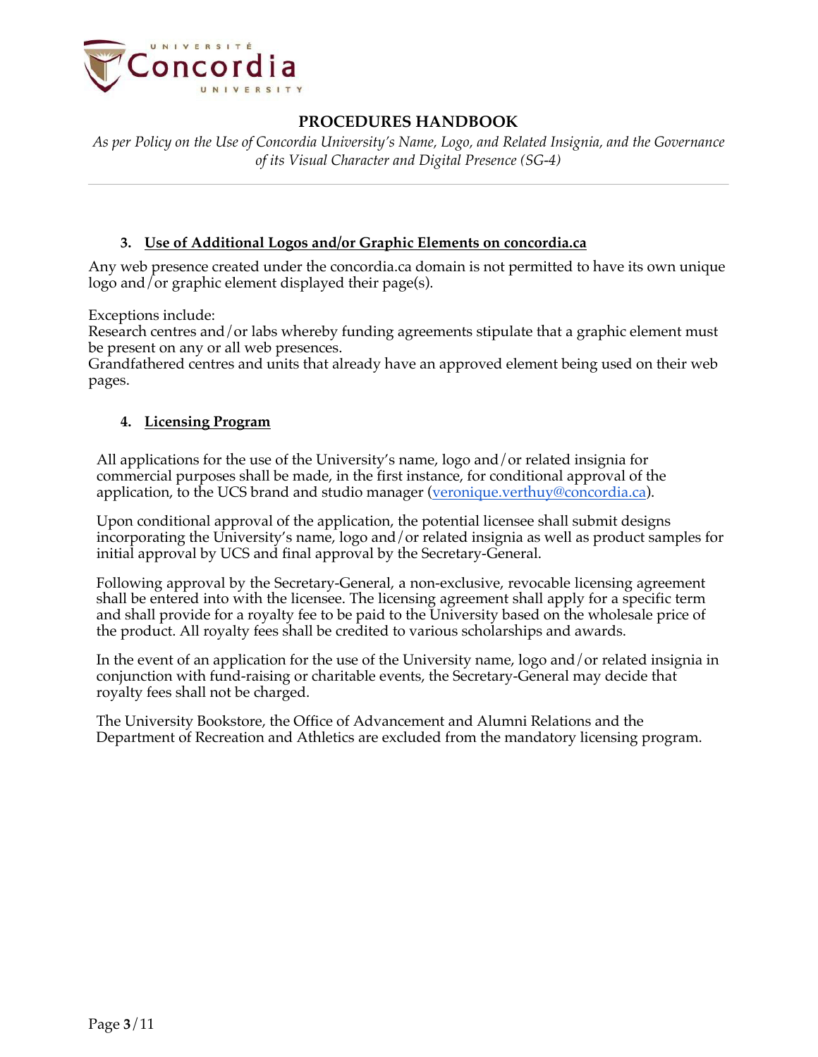## 3. Use of Additional Logos and/or Graphic Elements on concordia.ca

Any web presence created under the concordia.ca domain is not permitted to have its own unique logo and/or graphic element displayed their page(s).

Exceptions include:
Research centres and/or labs whereby funding agreements stipulate that a graphic element must be present on any or all web presences.
Grandfathered centres and units that already have an approved element being used on their web pages.

## 4. Licensing Program

All applications for the use of the University's name, logo and/or related insignia for commercial purposes shall be made, in the first instance, for conditional approval of the application, to the UCS brand and studio manager (veronique.verthuy@concordia.ca).

Upon conditional approval of the application, the potential licensee shall submit designs incorporating the University's name, logo and/or related insignia as well as product samples for initial approval by UCS and final approval by the Secretary-General.

Following approval by the Secretary-General, a non-exclusive, revocable licensing agreement shall be entered into with the licensee. The licensing agreement shall apply for a specific term and shall provide for a royalty fee to be paid to the University based on the wholesale price of the product. All royalty fees shall be credited to various scholarships and awards.

In the event of an application for the use of the University name, logo and/or related insignia in conjunction with fund-raising or charitable events, the Secretary-General may decide that royalty fees shall not be charged.

The University Bookstore, the Office of Advancement and Alumni Relations and the Department of Recreation and Athletics are excluded from the mandatory licensing program.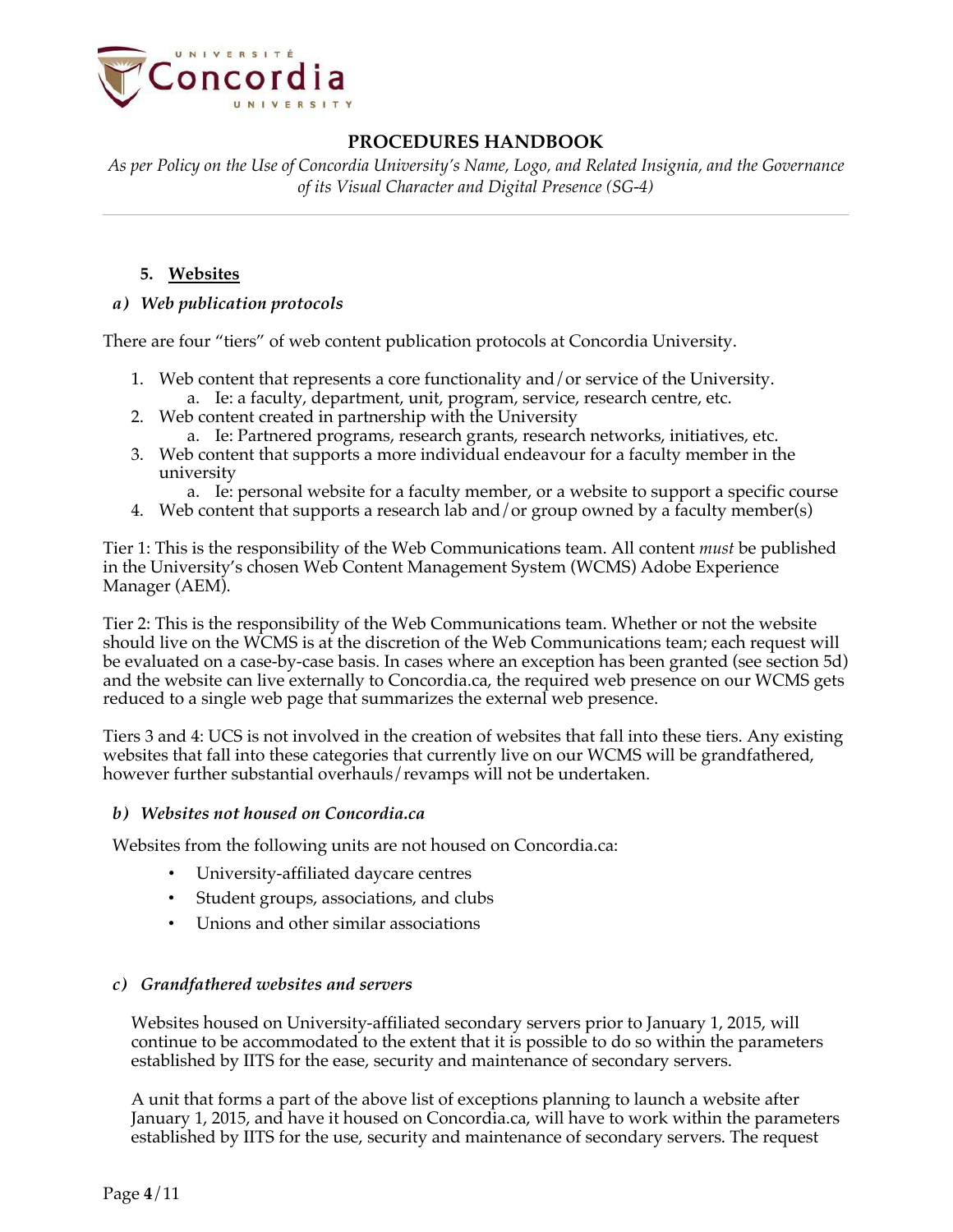## PROCEDURES HANDBOOK

*As per Policy on the Use of Concordia University's Name, Logo, and Related Insignia, and the Governance of its Visual Character and Digital Presence (SG-4)*

### 5. <u>Websites</u>

#### *a) Web publication protocols*

There are four "tiers" of web content publication protocols at Concordia University.

1. Web content that represents a core functionality and/or service of the University.
   a. Ie: a faculty, department, unit, program, service, research centre, etc.
2. Web content created in partnership with the University
   a. Ie: Partnered programs, research grants, research networks, initiatives, etc.
3. Web content that supports a more individual endeavour for a faculty member in the university
   a. Ie: personal website for a faculty member, or a website to support a specific course
4. Web content that supports a research lab and/or group owned by a faculty member(s)

Tier 1: This is the responsibility of the Web Communications team. All content *must* be published in the University's chosen Web Content Management System (WCMS) Adobe Experience Manager (AEM).

Tier 2: This is the responsibility of the Web Communications team. Whether or not the website should live on the WCMS is at the discretion of the Web Communications team; each request will be evaluated on a case-by-case basis. In cases where an exception has been granted (see section 5d) and the website can live externally to Concordia.ca, the required web presence on our WCMS gets reduced to a single web page that summarizes the external web presence.

Tiers 3 and 4: UCS is not involved in the creation of websites that fall into these tiers. Any existing websites that fall into these categories that currently live on our WCMS will be grandfathered, however further substantial overhauls/revamps will not be undertaken.

#### *b) Websites not housed on Concordia.ca*

Websites from the following units are not housed on Concordia.ca:

- University-affiliated daycare centres
- Student groups, associations, and clubs
- Unions and other similar associations

#### *c) Grandfathered websites and servers*

Websites housed on University-affiliated secondary servers prior to January 1, 2015, will continue to be accommodated to the extent that it is possible to do so within the parameters established by IITS for the ease, security and maintenance of secondary servers.

A unit that forms a part of the above list of exceptions planning to launch a website after January 1, 2015, and have it housed on Concordia.ca, will have to work within the parameters established by IITS for the use, security and maintenance of secondary servers. The request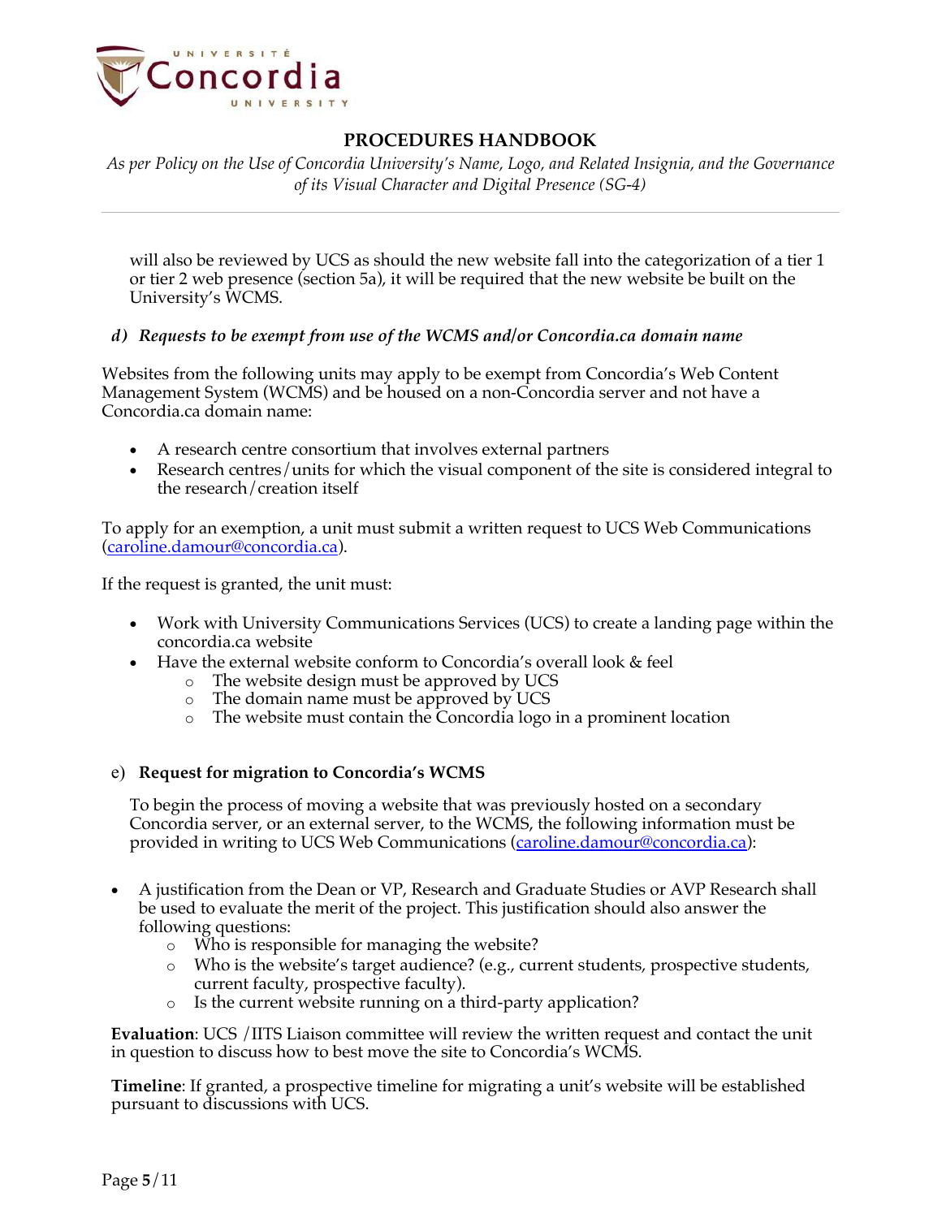will also be reviewed by UCS as should the new website fall into the categorization of a tier 1 or tier 2 web presence (section 5a), it will be required that the new website be built on the University's WCMS.

### *d) Requests to be exempt from use of the WCMS and/or Concordia.ca domain name*

Websites from the following units may apply to be exempt from Concordia's Web Content Management System (WCMS) and be housed on a non-Concordia server and not have a Concordia.ca domain name:

- A research centre consortium that involves external partners
- Research centres/units for which the visual component of the site is considered integral to the research/creation itself

To apply for an exemption, a unit must submit a written request to UCS Web Communications (caroline.damour@concordia.ca).

If the request is granted, the unit must:

- Work with University Communications Services (UCS) to create a landing page within the concordia.ca website
- Have the external website conform to Concordia's overall look & feel
  - The website design must be approved by UCS
  - The domain name must be approved by UCS
  - The website must contain the Concordia logo in a prominent location

### e) **Request for migration to Concordia's WCMS**

To begin the process of moving a website that was previously hosted on a secondary Concordia server, or an external server, to the WCMS, the following information must be provided in writing to UCS Web Communications (caroline.damour@concordia.ca):

- A justification from the Dean or VP, Research and Graduate Studies or AVP Research shall be used to evaluate the merit of the project. This justification should also answer the following questions:
  - Who is responsible for managing the website?
  - Who is the website's target audience? (e.g., current students, prospective students, current faculty, prospective faculty).
  - Is the current website running on a third-party application?

**Evaluation**: UCS /IITS Liaison committee will review the written request and contact the unit in question to discuss how to best move the site to Concordia's WCMS.

**Timeline**: If granted, a prospective timeline for migrating a unit's website will be established pursuant to discussions with UCS.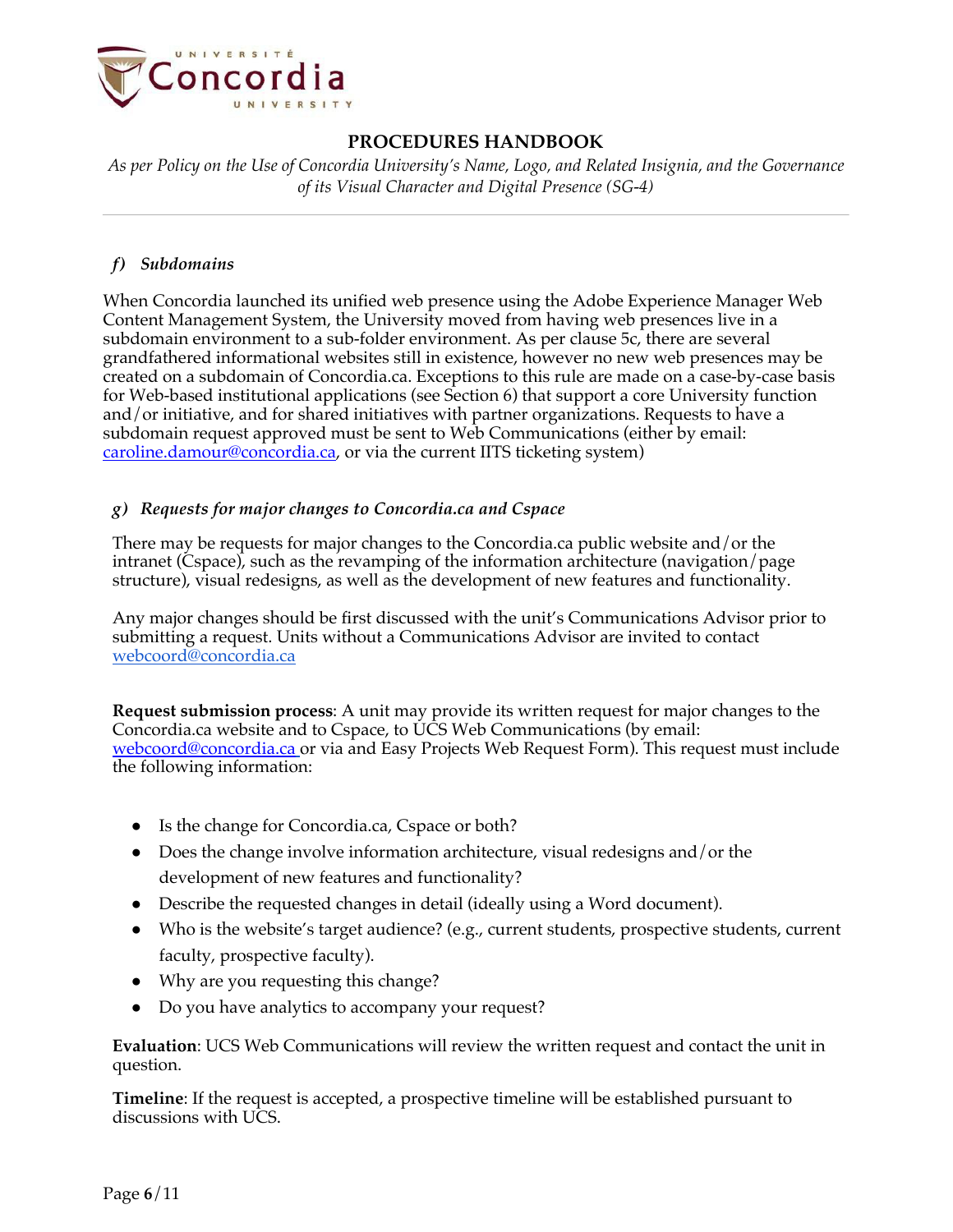### *f) Subdomains*

When Concordia launched its unified web presence using the Adobe Experience Manager Web Content Management System, the University moved from having web presences live in a subdomain environment to a sub-folder environment. As per clause 5c, there are several grandfathered informational websites still in existence, however no new web presences may be created on a subdomain of Concordia.ca. Exceptions to this rule are made on a case-by-case basis for Web-based institutional applications (see Section 6) that support a core University function and/or initiative, and for shared initiatives with partner organizations. Requests to have a subdomain request approved must be sent to Web Communications (either by email: caroline.damour@concordia.ca, or via the current IITS ticketing system)

### *g) Requests for major changes to Concordia.ca and Cspace*

There may be requests for major changes to the Concordia.ca public website and/or the intranet (Cspace), such as the revamping of the information architecture (navigation/page structure), visual redesigns, as well as the development of new features and functionality.

Any major changes should be first discussed with the unit's Communications Advisor prior to submitting a request. Units without a Communications Advisor are invited to contact webcoord@concordia.ca

**Request submission process**: A unit may provide its written request for major changes to the Concordia.ca website and to Cspace, to UCS Web Communications (by email: webcoord@concordia.ca or via and Easy Projects Web Request Form). This request must include the following information:

- Is the change for Concordia.ca, Cspace or both?
- Does the change involve information architecture, visual redesigns and/or the development of new features and functionality?
- Describe the requested changes in detail (ideally using a Word document).
- Who is the website's target audience? (e.g., current students, prospective students, current faculty, prospective faculty).
- Why are you requesting this change?
- Do you have analytics to accompany your request?

**Evaluation**: UCS Web Communications will review the written request and contact the unit in question.

**Timeline**: If the request is accepted, a prospective timeline will be established pursuant to discussions with UCS.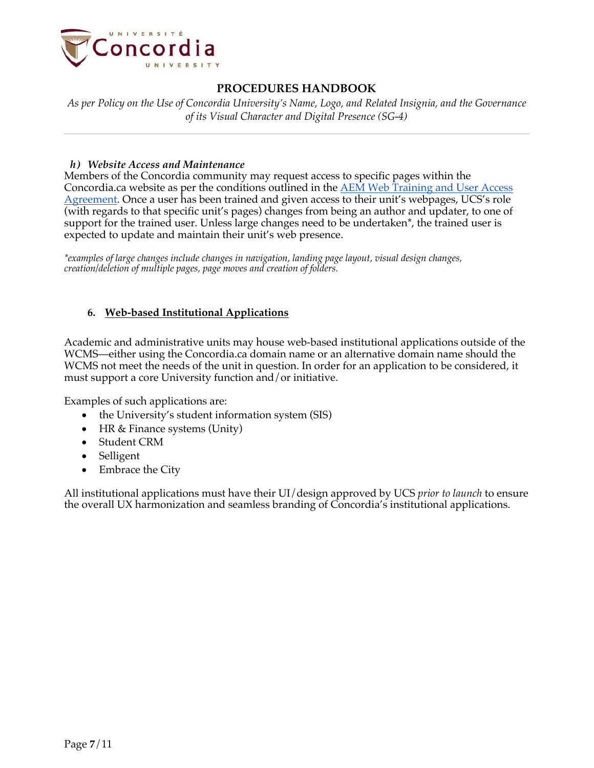### *h) Website Access and Maintenance*

Members of the Concordia community may request access to specific pages within the Concordia.ca website as per the conditions outlined in the [AEM Web Training and User Access Agreement](). Once a user has been trained and given access to their unit's webpages, UCS's role (with regards to that specific unit's pages) changes from being an author and updater, to one of support for the trained user. Unless large changes need to be undertaken*, the trained user is expected to update and maintain their unit's web presence.

*\*examples of large changes include changes in navigation, landing page layout, visual design changes, creation/deletion of multiple pages, page moves and creation of folders.*

## 6. <u>Web-based Institutional Applications</u>

Academic and administrative units may house web-based institutional applications outside of the WCMS—either using the Concordia.ca domain name or an alternative domain name should the WCMS not meet the needs of the unit in question. In order for an application to be considered, it must support a core University function and/or initiative.

Examples of such applications are:

- the University's student information system (SIS)
- HR & Finance systems (Unity)
- Student CRM
- Selligent
- Embrace the City

All institutional applications must have their UI/design approved by UCS *prior to launch* to ensure the overall UX harmonization and seamless branding of Concordia's institutional applications.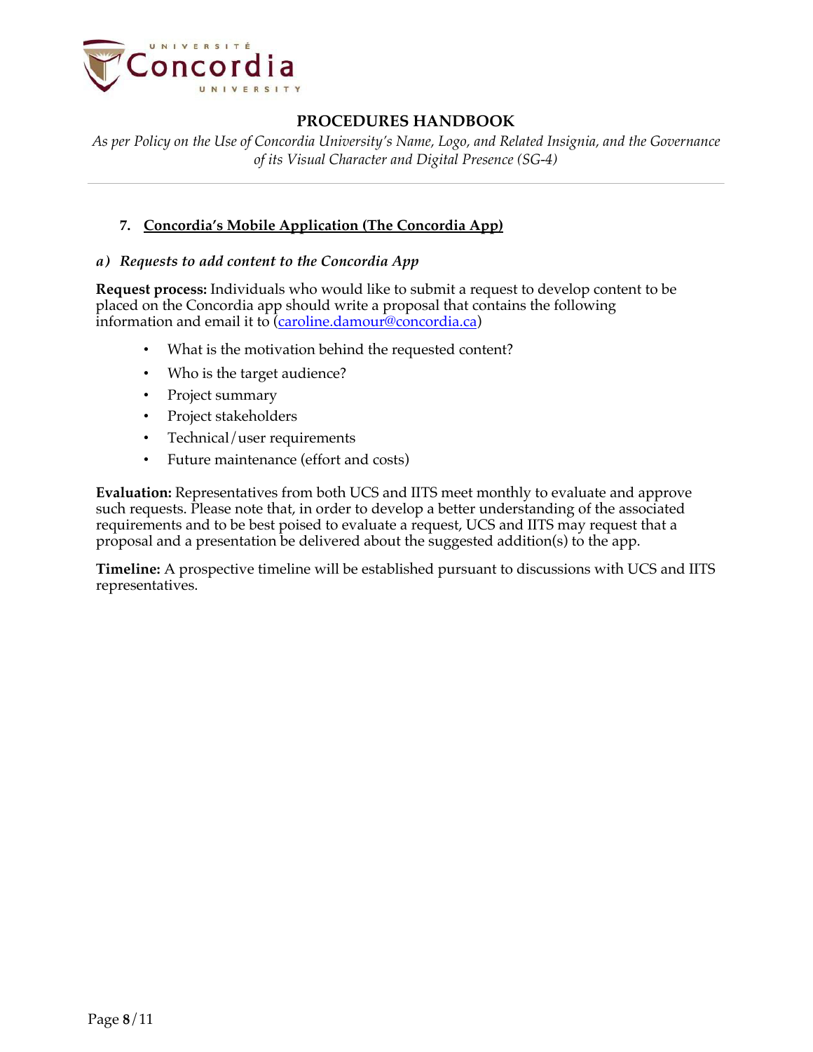## 7. Concordia's Mobile Application (The Concordia App)

### a) *Requests to add content to the Concordia App*

**Request process:** Individuals who would like to submit a request to develop content to be placed on the Concordia app should write a proposal that contains the following information and email it to (caroline.damour@concordia.ca)

- What is the motivation behind the requested content?
- Who is the target audience?
- Project summary
- Project stakeholders
- Technical/user requirements
- Future maintenance (effort and costs)

**Evaluation:** Representatives from both UCS and IITS meet monthly to evaluate and approve such requests. Please note that, in order to develop a better understanding of the associated requirements and to be best poised to evaluate a request, UCS and IITS may request that a proposal and a presentation be delivered about the suggested addition(s) to the app.

**Timeline:** A prospective timeline will be established pursuant to discussions with UCS and IITS representatives.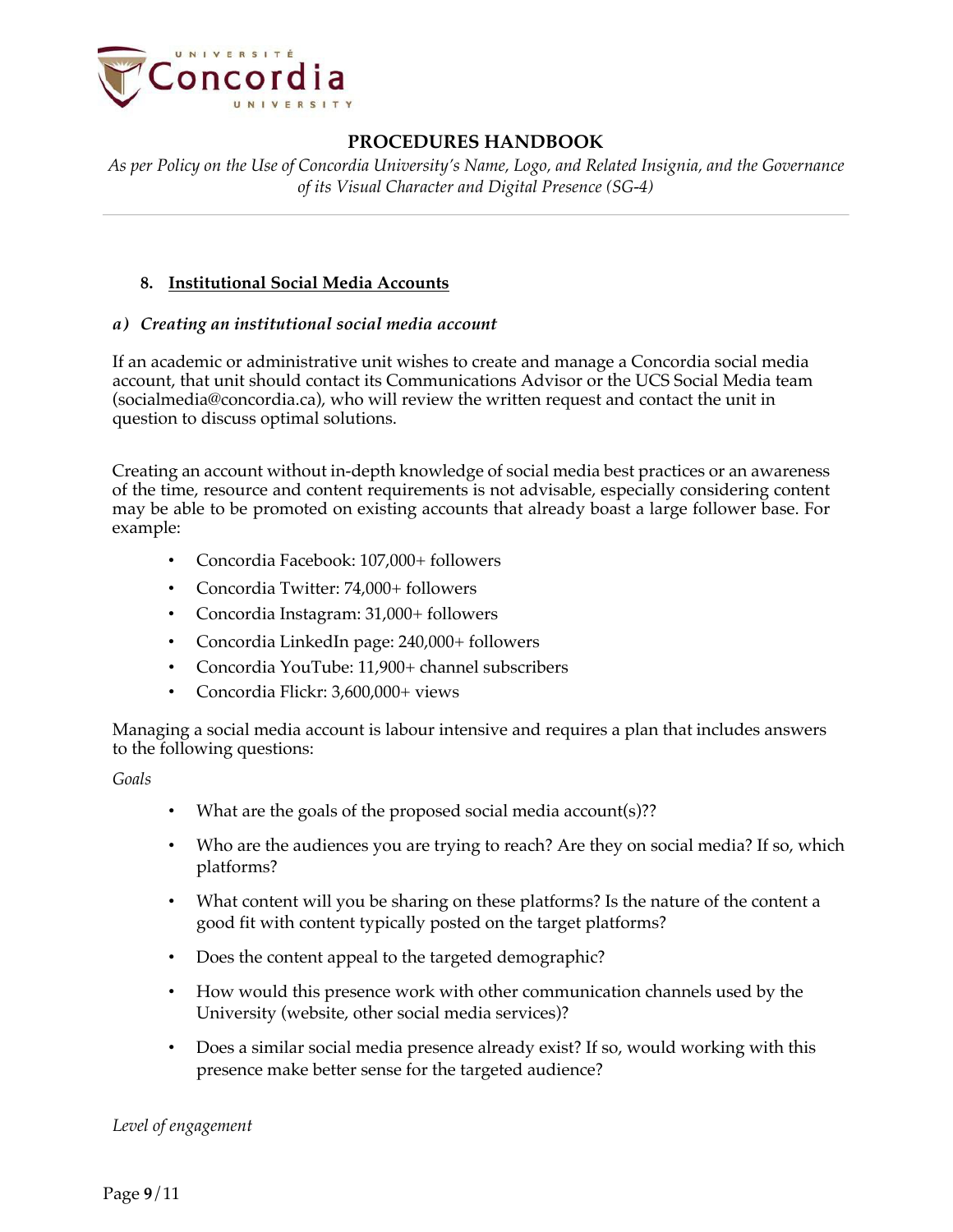## 8. Institutional Social Media Accounts

### *a) Creating an institutional social media account*

If an academic or administrative unit wishes to create and manage a Concordia social media account, that unit should contact its Communications Advisor or the UCS Social Media team (socialmedia@concordia.ca), who will review the written request and contact the unit in question to discuss optimal solutions.

Creating an account without in-depth knowledge of social media best practices or an awareness of the time, resource and content requirements is not advisable, especially considering content may be able to be promoted on existing accounts that already boast a large follower base. For example:

- Concordia Facebook: 107,000+ followers
- Concordia Twitter: 74,000+ followers
- Concordia Instagram: 31,000+ followers
- Concordia LinkedIn page: 240,000+ followers
- Concordia YouTube: 11,900+ channel subscribers
- Concordia Flickr: 3,600,000+ views

Managing a social media account is labour intensive and requires a plan that includes answers to the following questions:

*Goals*

- What are the goals of the proposed social media account(s)??
- Who are the audiences you are trying to reach? Are they on social media? If so, which platforms?
- What content will you be sharing on these platforms? Is the nature of the content a good fit with content typically posted on the target platforms?
- Does the content appeal to the targeted demographic?
- How would this presence work with other communication channels used by the University (website, other social media services)?
- Does a similar social media presence already exist? If so, would working with this presence make better sense for the targeted audience?

*Level of engagement*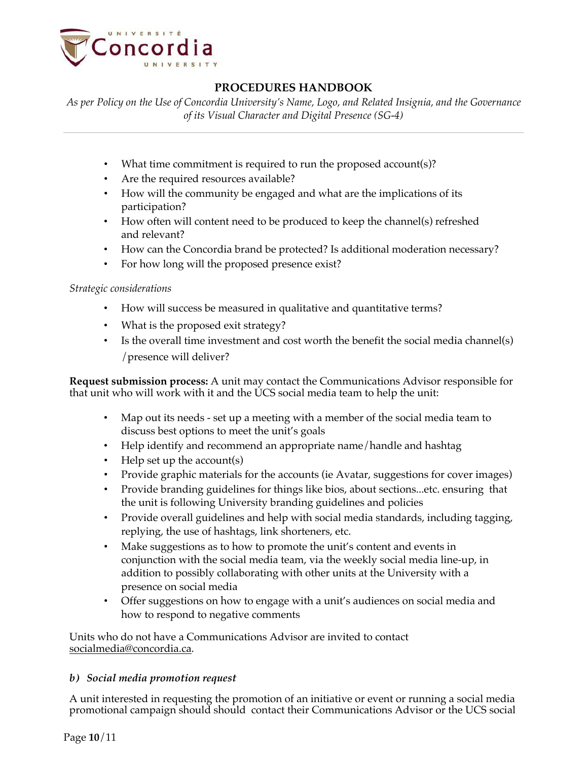- What time commitment is required to run the proposed account(s)?
- Are the required resources available?
- How will the community be engaged and what are the implications of its participation?
- How often will content need to be produced to keep the channel(s) refreshed and relevant?
- How can the Concordia brand be protected? Is additional moderation necessary?
- For how long will the proposed presence exist?

*Strategic considerations*

- How will success be measured in qualitative and quantitative terms?
- What is the proposed exit strategy?
- Is the overall time investment and cost worth the benefit the social media channel(s) /presence will deliver?

**Request submission process:** A unit may contact the Communications Advisor responsible for that unit who will work with it and the UCS social media team to help the unit:

- Map out its needs - set up a meeting with a member of the social media team to discuss best options to meet the unit's goals
- Help identify and recommend an appropriate name/handle and hashtag
- Help set up the account(s)
- Provide graphic materials for the accounts (ie Avatar, suggestions for cover images)
- Provide branding guidelines for things like bios, about sections...etc. ensuring that the unit is following University branding guidelines and policies
- Provide overall guidelines and help with social media standards, including tagging, replying, the use of hashtags, link shorteners, etc.
- Make suggestions as to how to promote the unit's content and events in conjunction with the social media team, via the weekly social media line-up, in addition to possibly collaborating with other units at the University with a presence on social media
- Offer suggestions on how to engage with a unit's audiences on social media and how to respond to negative comments

Units who do not have a Communications Advisor are invited to contact socialmedia@concordia.ca.

### *b) Social media promotion request*

A unit interested in requesting the promotion of an initiative or event or running a social media promotional campaign should should contact their Communications Advisor or the UCS social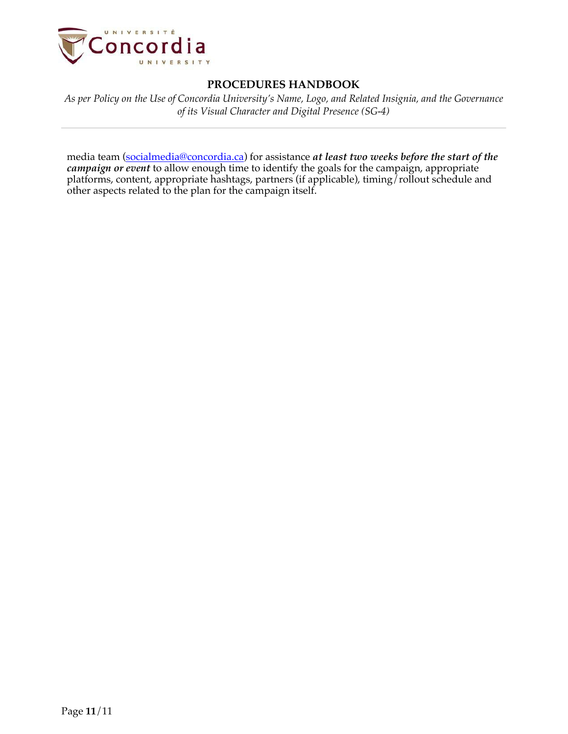media team (socialmedia@concordia.ca) for assistance ***at least two weeks before the start of the campaign or event*** to allow enough time to identify the goals for the campaign, appropriate platforms, content, appropriate hashtags, partners (if applicable), timing/rollout schedule and other aspects related to the plan for the campaign itself.